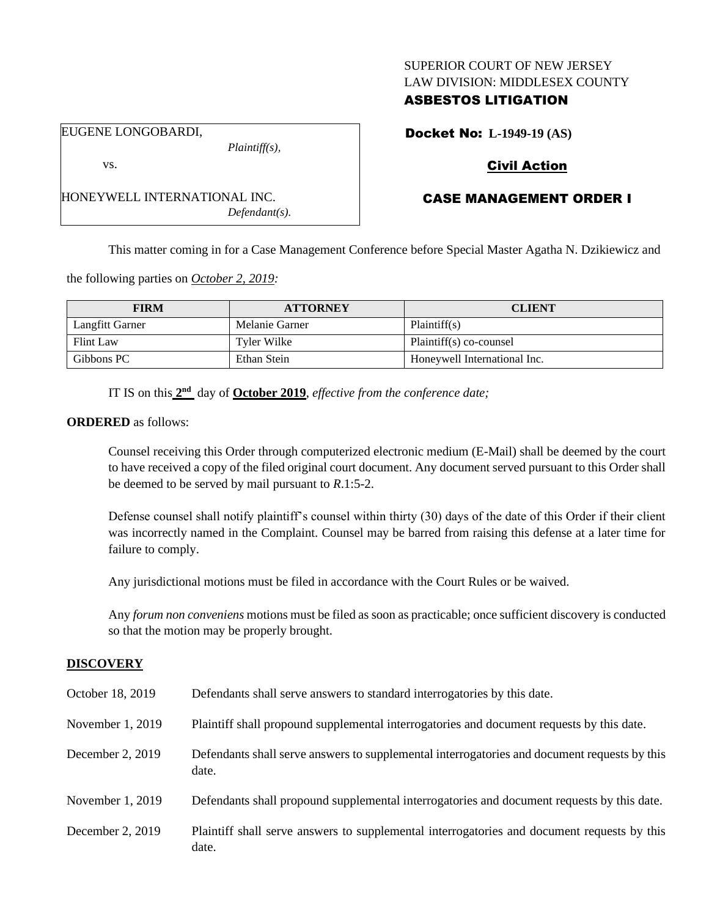SUPERIOR COURT OF NEW JERSEY
LAW DIVISION: MIDDLESEX COUNTY
**ASBESTOS LITIGATION**

EUGENE LONGOBARDI,
*Plaintiff(s),*
vs.
HONEYWELL INTERNATIONAL INC.
*Defendant(s).*

**Docket No: L-1949-19 (AS)**

**Civil Action**

**CASE MANAGEMENT ORDER I**

This matter coming in for a Case Management Conference before Special Master Agatha N. Dzikiewicz and the following parties on *October 2, 2019:*

| FIRM | ATTORNEY | CLIENT |
|---|---|---|
| Langfitt Garner | Melanie Garner | Plaintiff(s) |
| Flint Law | Tyler Wilke | Plaintiff(s) co-counsel |
| Gibbons PC | Ethan Stein | Honeywell International Inc. |

IT IS on this **2nd** day of **October 2019**, *effective from the conference date;*

**ORDERED** as follows:

Counsel receiving this Order through computerized electronic medium (E-Mail) shall be deemed by the court to have received a copy of the filed original court document. Any document served pursuant to this Order shall be deemed to be served by mail pursuant to *R*.1:5-2.

Defense counsel shall notify plaintiff's counsel within thirty (30) days of the date of this Order if their client was incorrectly named in the Complaint. Counsel may be barred from raising this defense at a later time for failure to comply.

Any jurisdictional motions must be filed in accordance with the Court Rules or be waived.

Any *forum non conveniens* motions must be filed as soon as practicable; once sufficient discovery is conducted so that the motion may be properly brought.

**DISCOVERY**

| | |
|---|---|
| October 18, 2019 | Defendants shall serve answers to standard interrogatories by this date. |
| November 1, 2019 | Plaintiff shall propound supplemental interrogatories and document requests by this date. |
| December 2, 2019 | Defendants shall serve answers to supplemental interrogatories and document requests by this date. |
| November 1, 2019 | Defendants shall propound supplemental interrogatories and document requests by this date. |
| December 2, 2019 | Plaintiff shall serve answers to supplemental interrogatories and document requests by this date. |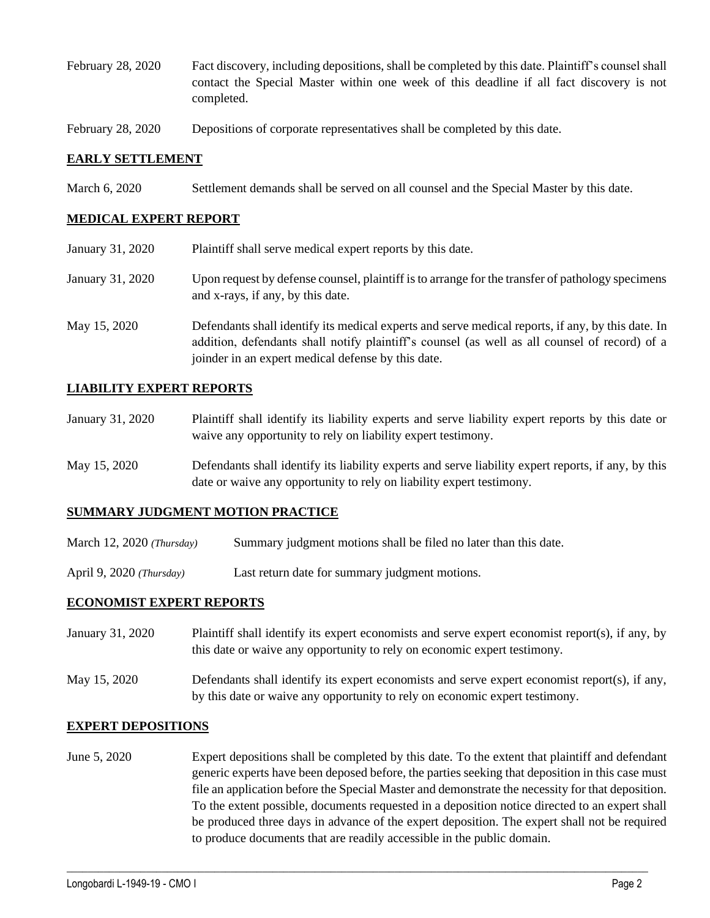February 28, 2020 Fact discovery, including depositions, shall be completed by this date. Plaintiff's counsel shall contact the Special Master within one week of this deadline if all fact discovery is not completed.

February 28, 2020 Depositions of corporate representatives shall be completed by this date.

## **EARLY SETTLEMENT**

March 6, 2020 Settlement demands shall be served on all counsel and the Special Master by this date.

## **MEDICAL EXPERT REPORT**

January 31, 2020 Plaintiff shall serve medical expert reports by this date.

January 31, 2020 Upon request by defense counsel, plaintiff is to arrange for the transfer of pathology specimens and x-rays, if any, by this date.

May 15, 2020 Defendants shall identify its medical experts and serve medical reports, if any, by this date. In addition, defendants shall notify plaintiff's counsel (as well as all counsel of record) of a joinder in an expert medical defense by this date.

## **LIABILITY EXPERT REPORTS**

January 31, 2020 Plaintiff shall identify its liability experts and serve liability expert reports by this date or waive any opportunity to rely on liability expert testimony.

May 15, 2020 Defendants shall identify its liability experts and serve liability expert reports, if any, by this date or waive any opportunity to rely on liability expert testimony.

## **SUMMARY JUDGMENT MOTION PRACTICE**

March 12, 2020 *(Thursday)* Summary judgment motions shall be filed no later than this date.

April 9, 2020 *(Thursday)* Last return date for summary judgment motions.

## **ECONOMIST EXPERT REPORTS**

January 31, 2020 Plaintiff shall identify its expert economists and serve expert economist report(s), if any, by this date or waive any opportunity to rely on economic expert testimony.

May 15, 2020 Defendants shall identify its expert economists and serve expert economist report(s), if any, by this date or waive any opportunity to rely on economic expert testimony.

## **EXPERT DEPOSITIONS**

June 5, 2020 Expert depositions shall be completed by this date. To the extent that plaintiff and defendant generic experts have been deposed before, the parties seeking that deposition in this case must file an application before the Special Master and demonstrate the necessity for that deposition. To the extent possible, documents requested in a deposition notice directed to an expert shall be produced three days in advance of the expert deposition. The expert shall not be required to produce documents that are readily accessible in the public domain.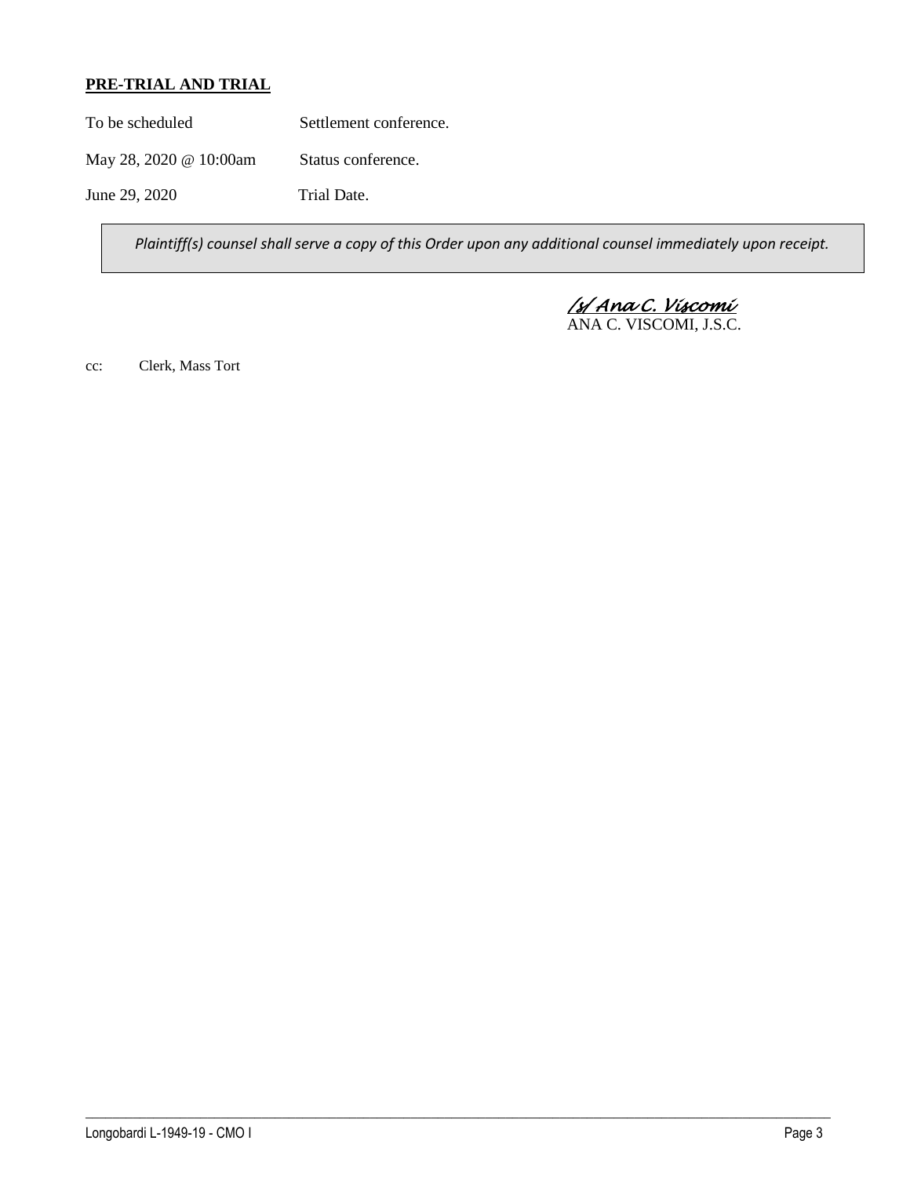**PRE-TRIAL AND TRIAL**

| | |
|---|---|
| To be scheduled | Settlement conference. |
| May 28, 2020 @ 10:00am | Status conference. |
| June 29, 2020 | Trial Date. |

*Plaintiff(s) counsel shall serve a copy of this Order upon any additional counsel immediately upon receipt.*

*/s/ Ana C. Viscomi*
ANA C. VISCOMI, J.S.C.

cc: Clerk, Mass Tort